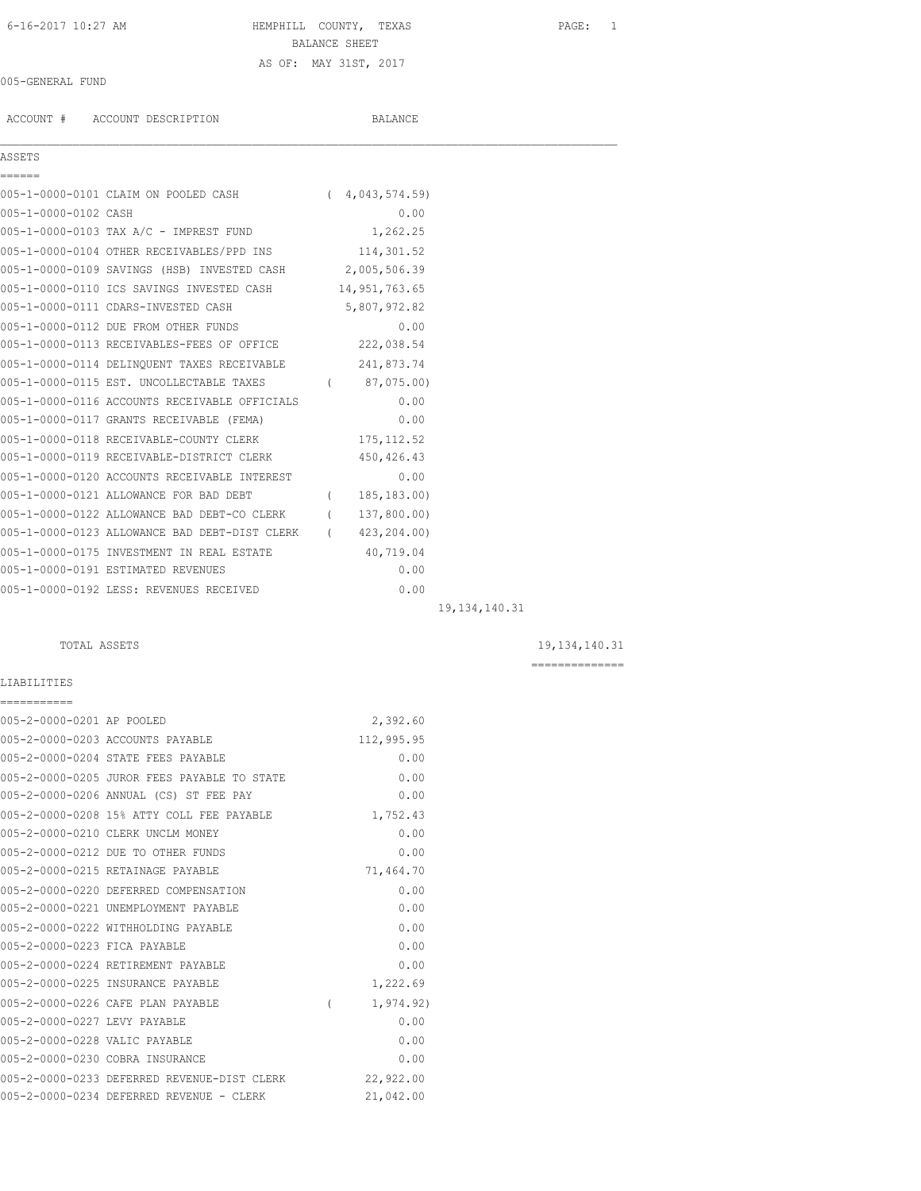HEMPHILL COUNTY, TEXAS

BALANCE SHEET

AS OF: MAY 31ST, 2017

005-GENERAL FUND

| ACCOUNT # | ACCOUNT DESCRIPTION | BALANCE | | |
|---|---|---|---|---|
| **ASSETS** | | | | |
| 005-1-0000-0101 | CLAIM ON POOLED CASH | ( 4,043,574.59) | | |
| 005-1-0000-0102 | CASH | 0.00 | | |
| 005-1-0000-0103 | TAX A/C - IMPREST FUND | 1,262.25 | | |
| 005-1-0000-0104 | OTHER RECEIVABLES/PPD INS | 114,301.52 | | |
| 005-1-0000-0109 | SAVINGS (HSB) INVESTED CASH | 2,005,506.39 | | |
| 005-1-0000-0110 | ICS SAVINGS INVESTED CASH | 14,951,763.65 | | |
| 005-1-0000-0111 | CDARS-INVESTED CASH | 5,807,972.82 | | |
| 005-1-0000-0112 | DUE FROM OTHER FUNDS | 0.00 | | |
| 005-1-0000-0113 | RECEIVABLES-FEES OF OFFICE | 222,038.54 | | |
| 005-1-0000-0114 | DELINQUENT TAXES RECEIVABLE | 241,873.74 | | |
| 005-1-0000-0115 | EST. UNCOLLECTABLE TAXES | ( 87,075.00) | | |
| 005-1-0000-0116 | ACCOUNTS RECEIVABLE OFFICIALS | 0.00 | | |
| 005-1-0000-0117 | GRANTS RECEIVABLE (FEMA) | 0.00 | | |
| 005-1-0000-0118 | RECEIVABLE-COUNTY CLERK | 175,112.52 | | |
| 005-1-0000-0119 | RECEIVABLE-DISTRICT CLERK | 450,426.43 | | |
| 005-1-0000-0120 | ACCOUNTS RECEIVABLE INTEREST | 0.00 | | |
| 005-1-0000-0121 | ALLOWANCE FOR BAD DEBT | ( 185,183.00) | | |
| 005-1-0000-0122 | ALLOWANCE BAD DEBT-CO CLERK | ( 137,800.00) | | |
| 005-1-0000-0123 | ALLOWANCE BAD DEBT-DIST CLERK | ( 423,204.00) | | |
| 005-1-0000-0175 | INVESTMENT IN REAL ESTATE | 40,719.04 | | |
| 005-1-0000-0191 | ESTIMATED REVENUES | 0.00 | | |
| 005-1-0000-0192 | LESS: REVENUES RECEIVED | 0.00 | | |
| | | | 19,134,140.31 | |
| | TOTAL ASSETS | | | 19,134,140.31 |
| **LIABILITIES** | | | | |
| 005-2-0000-0201 | AP POOLED | 2,392.60 | | |
| 005-2-0000-0203 | ACCOUNTS PAYABLE | 112,995.95 | | |
| 005-2-0000-0204 | STATE FEES PAYABLE | 0.00 | | |
| 005-2-0000-0205 | JUROR FEES PAYABLE TO STATE | 0.00 | | |
| 005-2-0000-0206 | ANNUAL (CS) ST FEE PAY | 0.00 | | |
| 005-2-0000-0208 | 15% ATTY COLL FEE PAYABLE | 1,752.43 | | |
| 005-2-0000-0210 | CLERK UNCLM MONEY | 0.00 | | |
| 005-2-0000-0212 | DUE TO OTHER FUNDS | 0.00 | | |
| 005-2-0000-0215 | RETAINAGE PAYABLE | 71,464.70 | | |
| 005-2-0000-0220 | DEFERRED COMPENSATION | 0.00 | | |
| 005-2-0000-0221 | UNEMPLOYMENT PAYABLE | 0.00 | | |
| 005-2-0000-0222 | WITHHOLDING PAYABLE | 0.00 | | |
| 005-2-0000-0223 | FICA PAYABLE | 0.00 | | |
| 005-2-0000-0224 | RETIREMENT PAYABLE | 0.00 | | |
| 005-2-0000-0225 | INSURANCE PAYABLE | 1,222.69 | | |
| 005-2-0000-0226 | CAFE PLAN PAYABLE | ( 1,974.92) | | |
| 005-2-0000-0227 | LEVY PAYABLE | 0.00 | | |
| 005-2-0000-0228 | VALIC PAYABLE | 0.00 | | |
| 005-2-0000-0230 | COBRA INSURANCE | 0.00 | | |
| 005-2-0000-0233 | DEFERRED REVENUE-DIST CLERK | 22,922.00 | | |
| 005-2-0000-0234 | DEFERRED REVENUE - CLERK | 21,042.00 | | |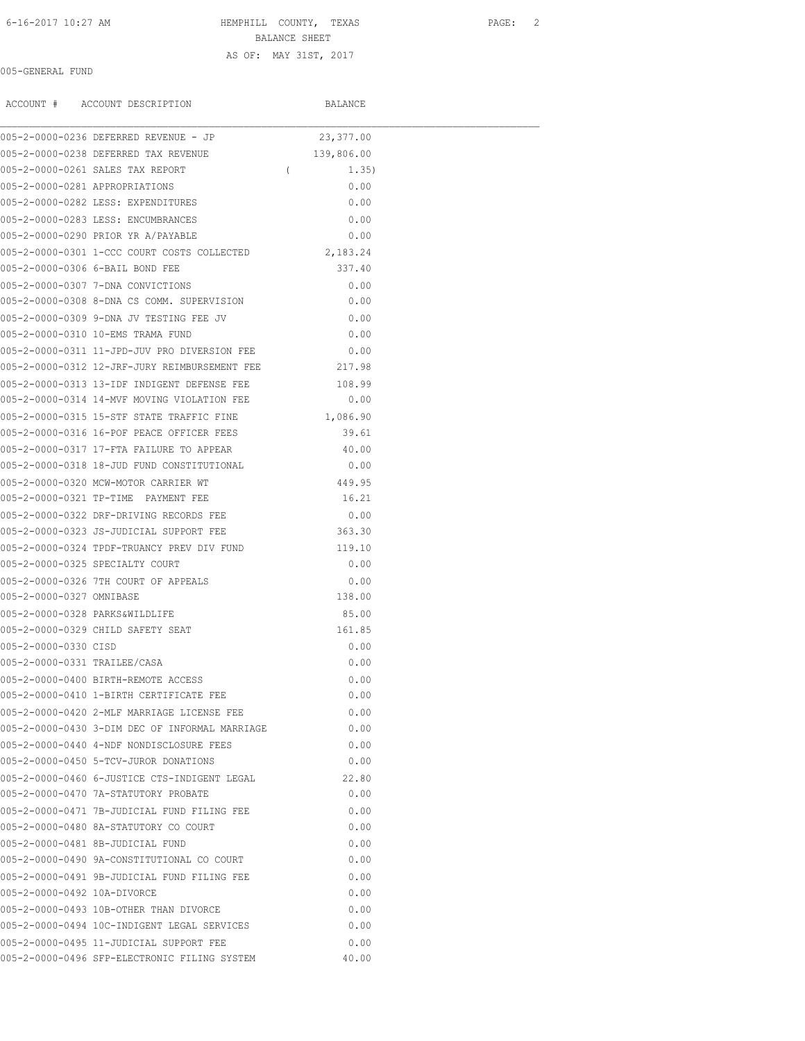HEMPHILL COUNTY, TEXAS

BALANCE SHEET

AS OF: MAY 31ST, 2017

005-GENERAL FUND

| ACCOUNT # | ACCOUNT DESCRIPTION | BALANCE |
|---|---|---|
| 005-2-0000-0236 | DEFERRED REVENUE - JP | 23,377.00 |
| 005-2-0000-0238 | DEFERRED TAX REVENUE | 139,806.00 |
| 005-2-0000-0261 | SALES TAX REPORT | ( 1.35) |
| 005-2-0000-0281 | APPROPRIATIONS | 0.00 |
| 005-2-0000-0282 | LESS: EXPENDITURES | 0.00 |
| 005-2-0000-0283 | LESS: ENCUMBRANCES | 0.00 |
| 005-2-0000-0290 | PRIOR YR A/PAYABLE | 0.00 |
| 005-2-0000-0301 | 1-CCC COURT COSTS COLLECTED | 2,183.24 |
| 005-2-0000-0306 | 6-BAIL BOND FEE | 337.40 |
| 005-2-0000-0307 | 7-DNA CONVICTIONS | 0.00 |
| 005-2-0000-0308 | 8-DNA CS COMM. SUPERVISION | 0.00 |
| 005-2-0000-0309 | 9-DNA JV TESTING FEE JV | 0.00 |
| 005-2-0000-0310 | 10-EMS TRAMA FUND | 0.00 |
| 005-2-0000-0311 | 11-JPD-JUV PRO DIVERSION FEE | 0.00 |
| 005-2-0000-0312 | 12-JRF-JURY REIMBURSEMENT FEE | 217.98 |
| 005-2-0000-0313 | 13-IDF INDIGENT DEFENSE FEE | 108.99 |
| 005-2-0000-0314 | 14-MVF MOVING VIOLATION FEE | 0.00 |
| 005-2-0000-0315 | 15-STF STATE TRAFFIC FINE | 1,086.90 |
| 005-2-0000-0316 | 16-POF PEACE OFFICER FEES | 39.61 |
| 005-2-0000-0317 | 17-FTA FAILURE TO APPEAR | 40.00 |
| 005-2-0000-0318 | 18-JUD FUND CONSTITUTIONAL | 0.00 |
| 005-2-0000-0320 | MCW-MOTOR CARRIER WT | 449.95 |
| 005-2-0000-0321 | TP-TIME PAYMENT FEE | 16.21 |
| 005-2-0000-0322 | DRF-DRIVING RECORDS FEE | 0.00 |
| 005-2-0000-0323 | JS-JUDICIAL SUPPORT FEE | 363.30 |
| 005-2-0000-0324 | TPDF-TRUANCY PREV DIV FUND | 119.10 |
| 005-2-0000-0325 | SPECIALTY COURT | 0.00 |
| 005-2-0000-0326 | 7TH COURT OF APPEALS | 0.00 |
| 005-2-0000-0327 | OMNIBASE | 138.00 |
| 005-2-0000-0328 | PARKS&WILDLIFE | 85.00 |
| 005-2-0000-0329 | CHILD SAFETY SEAT | 161.85 |
| 005-2-0000-0330 | CISD | 0.00 |
| 005-2-0000-0331 | TRAILEE/CASA | 0.00 |
| 005-2-0000-0400 | BIRTH-REMOTE ACCESS | 0.00 |
| 005-2-0000-0410 | 1-BIRTH CERTIFICATE FEE | 0.00 |
| 005-2-0000-0420 | 2-MLF MARRIAGE LICENSE FEE | 0.00 |
| 005-2-0000-0430 | 3-DIM DEC OF INFORMAL MARRIAGE | 0.00 |
| 005-2-0000-0440 | 4-NDF NONDISCLOSURE FEES | 0.00 |
| 005-2-0000-0450 | 5-TCV-JUROR DONATIONS | 0.00 |
| 005-2-0000-0460 | 6-JUSTICE CTS-INDIGENT LEGAL | 22.80 |
| 005-2-0000-0470 | 7A-STATUTORY PROBATE | 0.00 |
| 005-2-0000-0471 | 7B-JUDICIAL FUND FILING FEE | 0.00 |
| 005-2-0000-0480 | 8A-STATUTORY CO COURT | 0.00 |
| 005-2-0000-0481 | 8B-JUDICIAL FUND | 0.00 |
| 005-2-0000-0490 | 9A-CONSTITUTIONAL CO COURT | 0.00 |
| 005-2-0000-0491 | 9B-JUDICIAL FUND FILING FEE | 0.00 |
| 005-2-0000-0492 | 10A-DIVORCE | 0.00 |
| 005-2-0000-0493 | 10B-OTHER THAN DIVORCE | 0.00 |
| 005-2-0000-0494 | 10C-INDIGENT LEGAL SERVICES | 0.00 |
| 005-2-0000-0495 | 11-JUDICIAL SUPPORT FEE | 0.00 |
| 005-2-0000-0496 | SFP-ELECTRONIC FILING SYSTEM | 40.00 |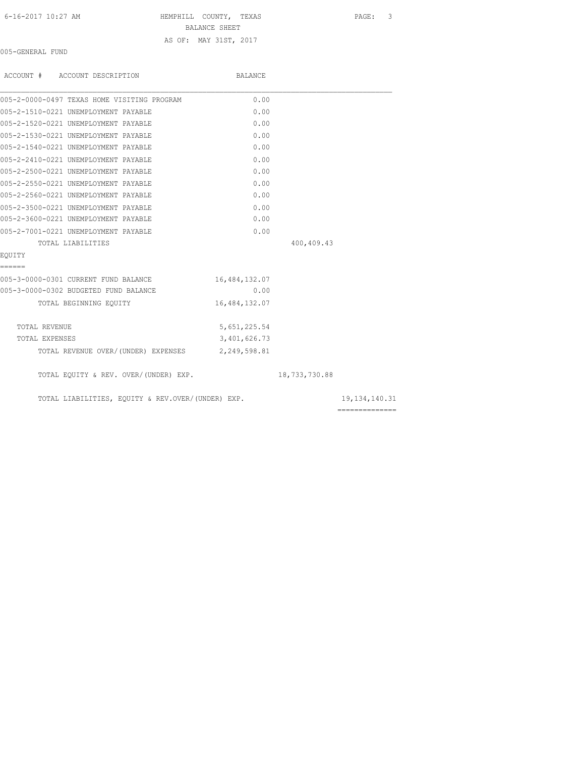HEMPHILL COUNTY, TEXAS
BALANCE SHEET
AS OF: MAY 31ST, 2017

005-GENERAL FUND

| ACCOUNT # ACCOUNT DESCRIPTION | BALANCE | | |
|---|---|---|---|
| 005-2-0000-0497 TEXAS HOME VISITING PROGRAM | 0.00 | | |
| 005-2-1510-0221 UNEMPLOYMENT PAYABLE | 0.00 | | |
| 005-2-1520-0221 UNEMPLOYMENT PAYABLE | 0.00 | | |
| 005-2-1530-0221 UNEMPLOYMENT PAYABLE | 0.00 | | |
| 005-2-1540-0221 UNEMPLOYMENT PAYABLE | 0.00 | | |
| 005-2-2410-0221 UNEMPLOYMENT PAYABLE | 0.00 | | |
| 005-2-2500-0221 UNEMPLOYMENT PAYABLE | 0.00 | | |
| 005-2-2550-0221 UNEMPLOYMENT PAYABLE | 0.00 | | |
| 005-2-2560-0221 UNEMPLOYMENT PAYABLE | 0.00 | | |
| 005-2-3500-0221 UNEMPLOYMENT PAYABLE | 0.00 | | |
| 005-2-3600-0221 UNEMPLOYMENT PAYABLE | 0.00 | | |
| 005-2-7001-0221 UNEMPLOYMENT PAYABLE | 0.00 | | |
| TOTAL LIABILITIES | | 400,409.43 | |
| **EQUITY** | | | |
| 005-3-0000-0301 CURRENT FUND BALANCE | 16,484,132.07 | | |
| 005-3-0000-0302 BUDGETED FUND BALANCE | 0.00 | | |
| TOTAL BEGINNING EQUITY | 16,484,132.07 | | |
| TOTAL REVENUE | 5,651,225.54 | | |
| TOTAL EXPENSES | 3,401,626.73 | | |
| TOTAL REVENUE OVER/(UNDER) EXPENSES | 2,249,598.81 | | |
| TOTAL EQUITY & REV. OVER/(UNDER) EXP. | | 18,733,730.88 | |
| TOTAL LIABILITIES, EQUITY & REV.OVER/(UNDER) EXP. | | | 19,134,140.31 |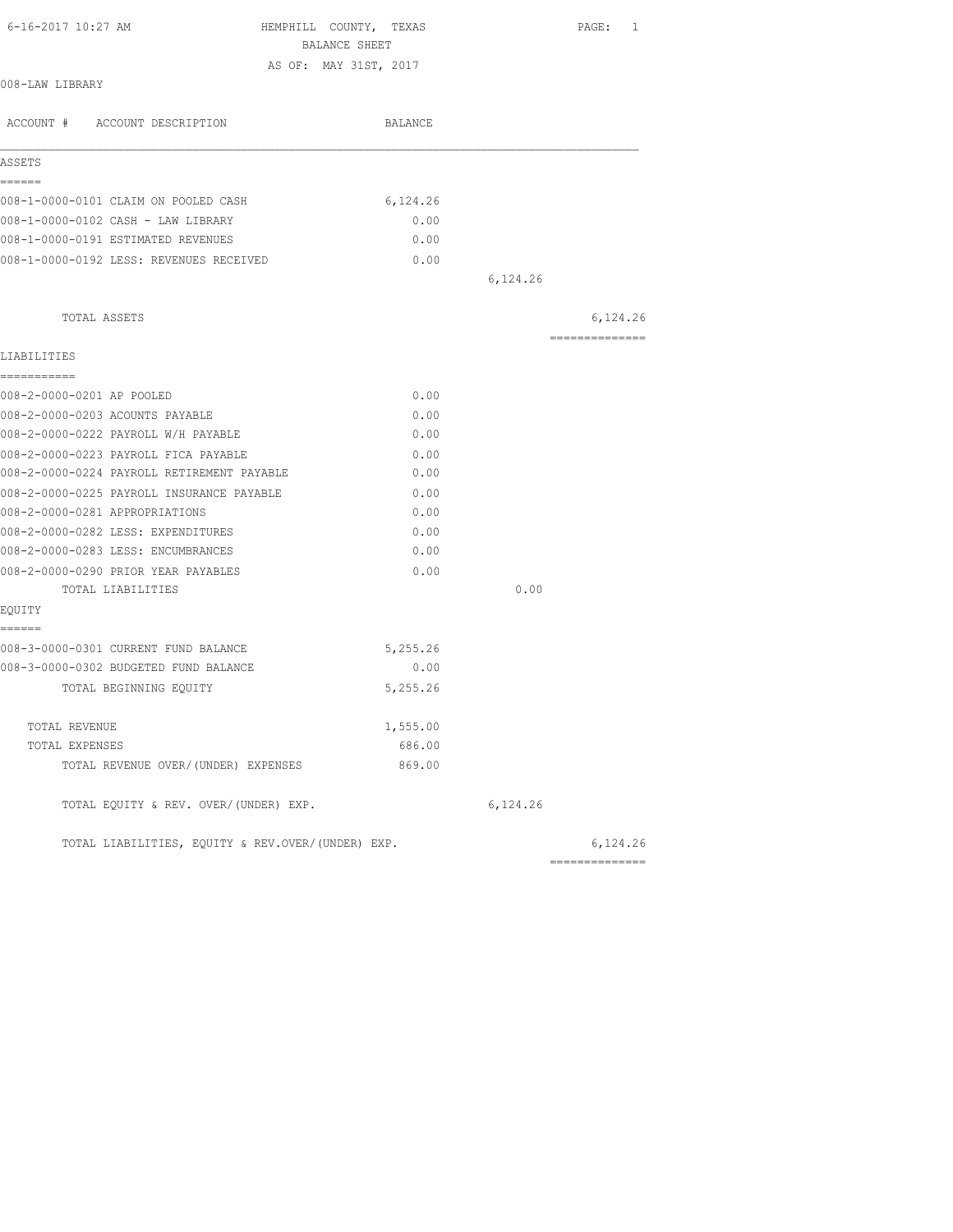6-16-2017 10:27 AM

# HEMPHILL COUNTY, TEXAS

## BALANCE SHEET

AS OF: MAY 31ST, 2017

008-LAW LIBRARY

| ACCOUNT # ACCOUNT DESCRIPTION | BALANCE | | |
|---|---|---|---|
| **ASSETS** | | | |
| 008-1-0000-0101 CLAIM ON POOLED CASH | 6,124.26 | | |
| 008-1-0000-0102 CASH - LAW LIBRARY | 0.00 | | |
| 008-1-0000-0191 ESTIMATED REVENUES | 0.00 | | |
| 008-1-0000-0192 LESS: REVENUES RECEIVED | 0.00 | | |
| | | 6,124.26 | |
| TOTAL ASSETS | | | 6,124.26 |
| **LIABILITIES** | | | |
| 008-2-0000-0201 AP POOLED | 0.00 | | |
| 008-2-0000-0203 ACOUNTS PAYABLE | 0.00 | | |
| 008-2-0000-0222 PAYROLL W/H PAYABLE | 0.00 | | |
| 008-2-0000-0223 PAYROLL FICA PAYABLE | 0.00 | | |
| 008-2-0000-0224 PAYROLL RETIREMENT PAYABLE | 0.00 | | |
| 008-2-0000-0225 PAYROLL INSURANCE PAYABLE | 0.00 | | |
| 008-2-0000-0281 APPROPRIATIONS | 0.00 | | |
| 008-2-0000-0282 LESS: EXPENDITURES | 0.00 | | |
| 008-2-0000-0283 LESS: ENCUMBRANCES | 0.00 | | |
| 008-2-0000-0290 PRIOR YEAR PAYABLES | 0.00 | | |
| TOTAL LIABILITIES | | 0.00 | |
| **EQUITY** | | | |
| 008-3-0000-0301 CURRENT FUND BALANCE | 5,255.26 | | |
| 008-3-0000-0302 BUDGETED FUND BALANCE | 0.00 | | |
| TOTAL BEGINNING EQUITY | 5,255.26 | | |
| TOTAL REVENUE | 1,555.00 | | |
| TOTAL EXPENSES | 686.00 | | |
| TOTAL REVENUE OVER/(UNDER) EXPENSES | 869.00 | | |
| TOTAL EQUITY & REV. OVER/(UNDER) EXP. | | 6,124.26 | |
| TOTAL LIABILITIES, EQUITY & REV.OVER/(UNDER) EXP. | | | 6,124.26 |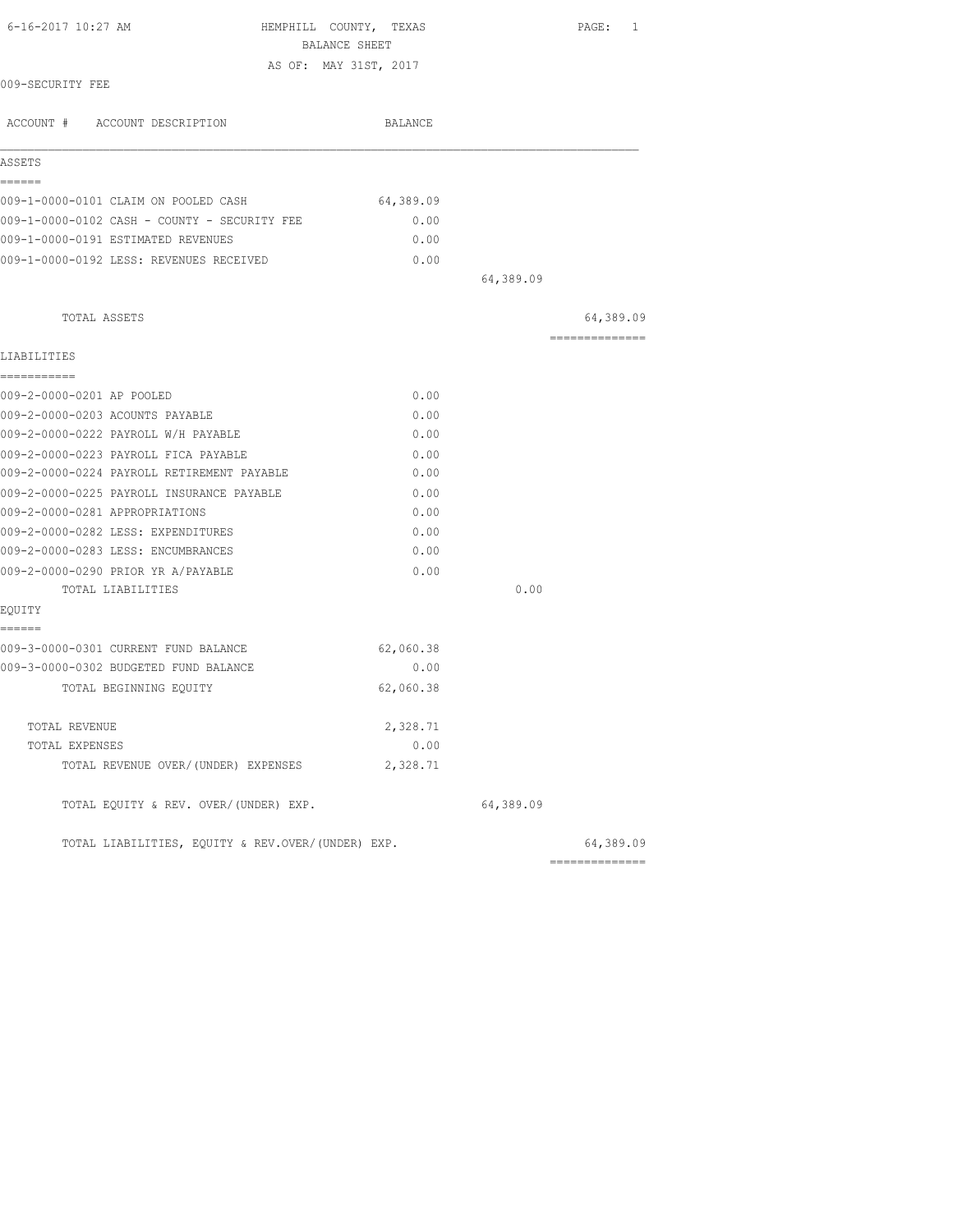6-16-2017 10:27 AM HEMPHILL COUNTY, TEXAS

BALANCE SHEET

AS OF: MAY 31ST, 2017

009-SECURITY FEE

| ACCOUNT # ACCOUNT DESCRIPTION | BALANCE | | |
|---|---|---|---|
| **ASSETS** | | | |
| 009-1-0000-0101 CLAIM ON POOLED CASH | 64,389.09 | | |
| 009-1-0000-0102 CASH - COUNTY - SECURITY FEE | 0.00 | | |
| 009-1-0000-0191 ESTIMATED REVENUES | 0.00 | | |
| 009-1-0000-0192 LESS: REVENUES RECEIVED | 0.00 | | |
| | | 64,389.09 | |
| TOTAL ASSETS | | | 64,389.09 |
| **LIABILITIES** | | | |
| 009-2-0000-0201 AP POOLED | 0.00 | | |
| 009-2-0000-0203 ACOUNTS PAYABLE | 0.00 | | |
| 009-2-0000-0222 PAYROLL W/H PAYABLE | 0.00 | | |
| 009-2-0000-0223 PAYROLL FICA PAYABLE | 0.00 | | |
| 009-2-0000-0224 PAYROLL RETIREMENT PAYABLE | 0.00 | | |
| 009-2-0000-0225 PAYROLL INSURANCE PAYABLE | 0.00 | | |
| 009-2-0000-0281 APPROPRIATIONS | 0.00 | | |
| 009-2-0000-0282 LESS: EXPENDITURES | 0.00 | | |
| 009-2-0000-0283 LESS: ENCUMBRANCES | 0.00 | | |
| 009-2-0000-0290 PRIOR YR A/PAYABLE | 0.00 | | |
| TOTAL LIABILITIES | | 0.00 | |
| **EQUITY** | | | |
| 009-3-0000-0301 CURRENT FUND BALANCE | 62,060.38 | | |
| 009-3-0000-0302 BUDGETED FUND BALANCE | 0.00 | | |
| TOTAL BEGINNING EQUITY | 62,060.38 | | |
| TOTAL REVENUE | 2,328.71 | | |
| TOTAL EXPENSES | 0.00 | | |
| TOTAL REVENUE OVER/(UNDER) EXPENSES | 2,328.71 | | |
| TOTAL EQUITY & REV. OVER/(UNDER) EXP. | | 64,389.09 | |
| TOTAL LIABILITIES, EQUITY & REV.OVER/(UNDER) EXP. | | | 64,389.09 |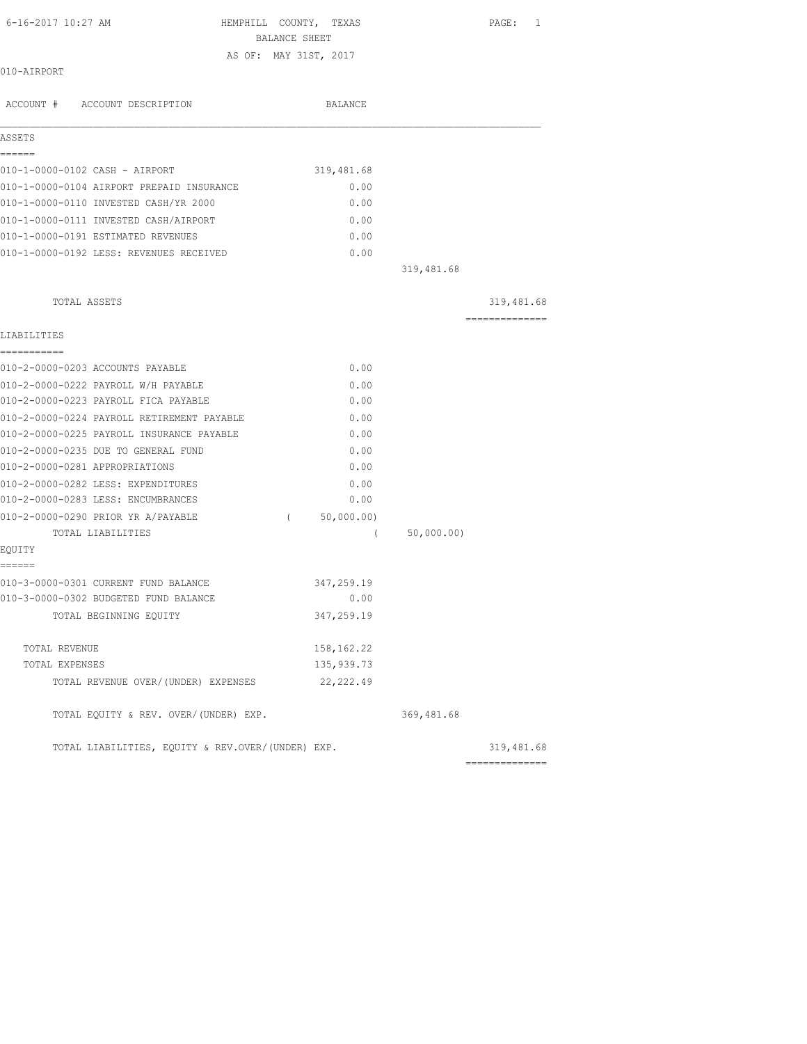HEMPHILL COUNTY, TEXAS
BALANCE SHEET
AS OF: MAY 31ST, 2017

010-AIRPORT

| ACCOUNT # | ACCOUNT DESCRIPTION | BALANCE | | |
|---|---|---|---|---|
| **ASSETS** | | | | |
| 010-1-0000-0102 | CASH - AIRPORT | 319,481.68 | | |
| 010-1-0000-0104 | AIRPORT PREPAID INSURANCE | 0.00 | | |
| 010-1-0000-0110 | INVESTED CASH/YR 2000 | 0.00 | | |
| 010-1-0000-0111 | INVESTED CASH/AIRPORT | 0.00 | | |
| 010-1-0000-0191 | ESTIMATED REVENUES | 0.00 | | |
| 010-1-0000-0192 | LESS: REVENUES RECEIVED | 0.00 | | |
| | | | 319,481.68 | |
| | TOTAL ASSETS | | | 319,481.68 |
| **LIABILITIES** | | | | |
| 010-2-0000-0203 | ACCOUNTS PAYABLE | 0.00 | | |
| 010-2-0000-0222 | PAYROLL W/H PAYABLE | 0.00 | | |
| 010-2-0000-0223 | PAYROLL FICA PAYABLE | 0.00 | | |
| 010-2-0000-0224 | PAYROLL RETIREMENT PAYABLE | 0.00 | | |
| 010-2-0000-0225 | PAYROLL INSURANCE PAYABLE | 0.00 | | |
| 010-2-0000-0235 | DUE TO GENERAL FUND | 0.00 | | |
| 010-2-0000-0281 | APPROPRIATIONS | 0.00 | | |
| 010-2-0000-0282 | LESS: EXPENDITURES | 0.00 | | |
| 010-2-0000-0283 | LESS: ENCUMBRANCES | 0.00 | | |
| 010-2-0000-0290 | PRIOR YR A/PAYABLE | ( 50,000.00) | | |
| | TOTAL LIABILITIES | | ( 50,000.00) | |
| **EQUITY** | | | | |
| 010-3-0000-0301 | CURRENT FUND BALANCE | 347,259.19 | | |
| 010-3-0000-0302 | BUDGETED FUND BALANCE | 0.00 | | |
| | TOTAL BEGINNING EQUITY | 347,259.19 | | |
| | TOTAL REVENUE | 158,162.22 | | |
| | TOTAL EXPENSES | 135,939.73 | | |
| | TOTAL REVENUE OVER/(UNDER) EXPENSES | 22,222.49 | | |
| | TOTAL EQUITY & REV. OVER/(UNDER) EXP. | | 369,481.68 | |
| | TOTAL LIABILITIES, EQUITY & REV.OVER/(UNDER) EXP. | | | 319,481.68 |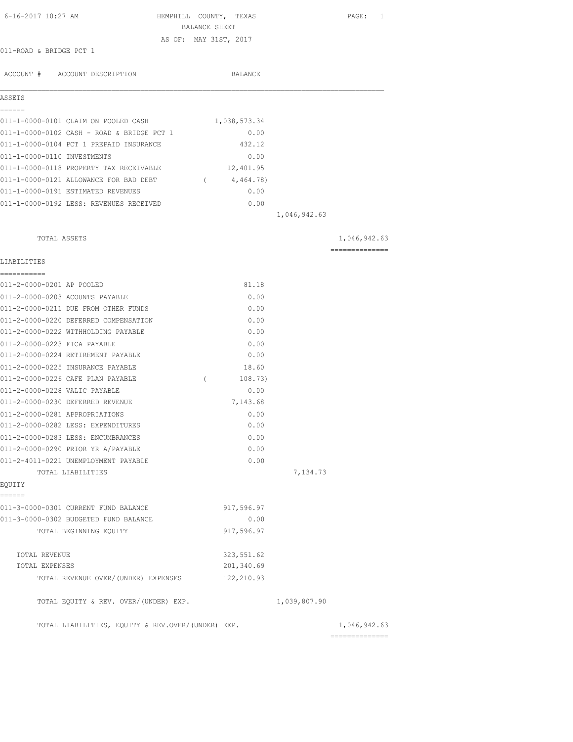6-16-2017 10:27 AM HEMPHILL COUNTY, TEXAS

BALANCE SHEET

AS OF: MAY 31ST, 2017

011-ROAD & BRIDGE PCT 1

| ACCOUNT # | ACCOUNT DESCRIPTION | BALANCE | | |
|---|---|---|---|---|
| **ASSETS** | | | | |
| 011-1-0000-0101 | CLAIM ON POOLED CASH | 1,038,573.34 | | |
| 011-1-0000-0102 | CASH - ROAD & BRIDGE PCT 1 | 0.00 | | |
| 011-1-0000-0104 | PCT 1 PREPAID INSURANCE | 432.12 | | |
| 011-1-0000-0110 | INVESTMENTS | 0.00 | | |
| 011-1-0000-0118 | PROPERTY TAX RECEIVABLE | 12,401.95 | | |
| 011-1-0000-0121 | ALLOWANCE FOR BAD DEBT | ( 4,464.78) | | |
| 011-1-0000-0191 | ESTIMATED REVENUES | 0.00 | | |
| 011-1-0000-0192 | LESS: REVENUES RECEIVED | 0.00 | | |
| | | | 1,046,942.63 | |
| | TOTAL ASSETS | | | 1,046,942.63 |
| **LIABILITIES** | | | | |
| 011-2-0000-0201 | AP POOLED | 81.18 | | |
| 011-2-0000-0203 | ACOUNTS PAYABLE | 0.00 | | |
| 011-2-0000-0211 | DUE FROM OTHER FUNDS | 0.00 | | |
| 011-2-0000-0220 | DEFERRED COMPENSATION | 0.00 | | |
| 011-2-0000-0222 | WITHHOLDING PAYABLE | 0.00 | | |
| 011-2-0000-0223 | FICA PAYABLE | 0.00 | | |
| 011-2-0000-0224 | RETIREMENT PAYABLE | 0.00 | | |
| 011-2-0000-0225 | INSURANCE PAYABLE | 18.60 | | |
| 011-2-0000-0226 | CAFE PLAN PAYABLE | ( 108.73) | | |
| 011-2-0000-0228 | VALIC PAYABLE | 0.00 | | |
| 011-2-0000-0230 | DEFERRED REVENUE | 7,143.68 | | |
| 011-2-0000-0281 | APPROPRIATIONS | 0.00 | | |
| 011-2-0000-0282 | LESS: EXPENDITURES | 0.00 | | |
| 011-2-0000-0283 | LESS: ENCUMBRANCES | 0.00 | | |
| 011-2-0000-0290 | PRIOR YR A/PAYABLE | 0.00 | | |
| 011-2-4011-0221 | UNEMPLOYMENT PAYABLE | 0.00 | | |
| | TOTAL LIABILITIES | | 7,134.73 | |
| **EQUITY** | | | | |
| 011-3-0000-0301 | CURRENT FUND BALANCE | 917,596.97 | | |
| 011-3-0000-0302 | BUDGETED FUND BALANCE | 0.00 | | |
| | TOTAL BEGINNING EQUITY | 917,596.97 | | |
| | TOTAL REVENUE | 323,551.62 | | |
| | TOTAL EXPENSES | 201,340.69 | | |
| | TOTAL REVENUE OVER/(UNDER) EXPENSES | 122,210.93 | | |
| | TOTAL EQUITY & REV. OVER/(UNDER) EXP. | | 1,039,807.90 | |
| | TOTAL LIABILITIES, EQUITY & REV.OVER/(UNDER) EXP. | | | 1,046,942.63 |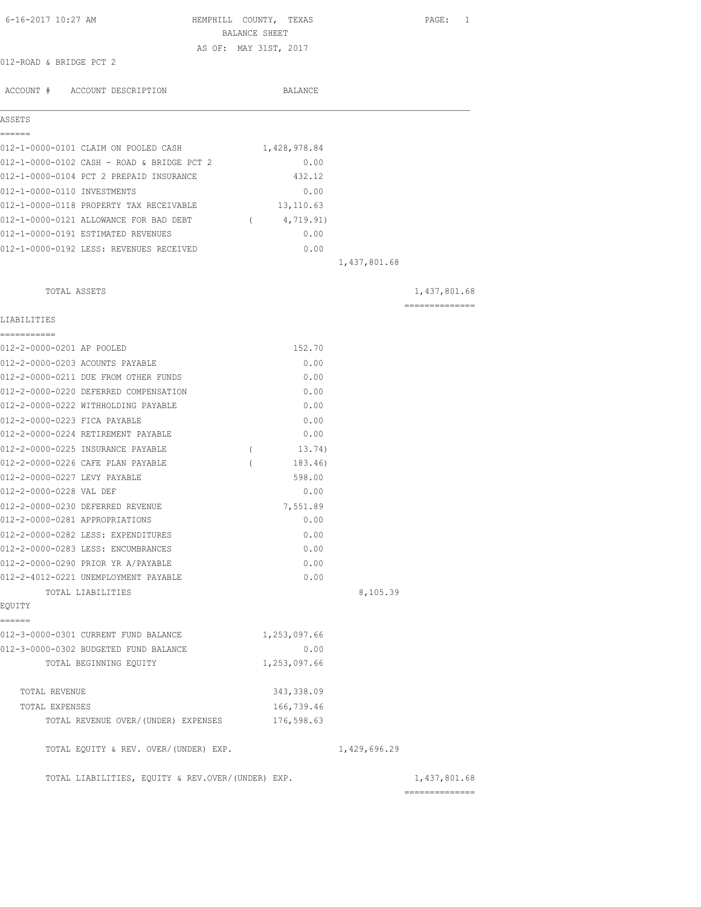6-16-2017 10:27 AM HEMPHILL COUNTY, TEXAS

BALANCE SHEET

AS OF: MAY 31ST, 2017

012-ROAD & BRIDGE PCT 2

| ACCOUNT # | ACCOUNT DESCRIPTION | BALANCE | | |
|---|---|---|---|---|
| **ASSETS** | | | | |
| 012-1-0000-0101 | CLAIM ON POOLED CASH | 1,428,978.84 | | |
| 012-1-0000-0102 | CASH - ROAD & BRIDGE PCT 2 | 0.00 | | |
| 012-1-0000-0104 | PCT 2 PREPAID INSURANCE | 432.12 | | |
| 012-1-0000-0110 | INVESTMENTS | 0.00 | | |
| 012-1-0000-0118 | PROPERTY TAX RECEIVABLE | 13,110.63 | | |
| 012-1-0000-0121 | ALLOWANCE FOR BAD DEBT | ( 4,719.91) | | |
| 012-1-0000-0191 | ESTIMATED REVENUES | 0.00 | | |
| 012-1-0000-0192 | LESS: REVENUES RECEIVED | 0.00 | | |
| | | | 1,437,801.68 | |
| | TOTAL ASSETS | | | 1,437,801.68 |
| **LIABILITIES** | | | | |
| 012-2-0000-0201 | AP POOLED | 152.70 | | |
| 012-2-0000-0203 | ACOUNTS PAYABLE | 0.00 | | |
| 012-2-0000-0211 | DUE FROM OTHER FUNDS | 0.00 | | |
| 012-2-0000-0220 | DEFERRED COMPENSATION | 0.00 | | |
| 012-2-0000-0222 | WITHHOLDING PAYABLE | 0.00 | | |
| 012-2-0000-0223 | FICA PAYABLE | 0.00 | | |
| 012-2-0000-0224 | RETIREMENT PAYABLE | 0.00 | | |
| 012-2-0000-0225 | INSURANCE PAYABLE | ( 13.74) | | |
| 012-2-0000-0226 | CAFE PLAN PAYABLE | ( 183.46) | | |
| 012-2-0000-0227 | LEVY PAYABLE | 598.00 | | |
| 012-2-0000-0228 | VAL DEF | 0.00 | | |
| 012-2-0000-0230 | DEFERRED REVENUE | 7,551.89 | | |
| 012-2-0000-0281 | APPROPRIATIONS | 0.00 | | |
| 012-2-0000-0282 | LESS: EXPENDITURES | 0.00 | | |
| 012-2-0000-0283 | LESS: ENCUMBRANCES | 0.00 | | |
| 012-2-0000-0290 | PRIOR YR A/PAYABLE | 0.00 | | |
| 012-2-4012-0221 | UNEMPLOYMENT PAYABLE | 0.00 | | |
| | TOTAL LIABILITIES | | 8,105.39 | |
| **EQUITY** | | | | |
| 012-3-0000-0301 | CURRENT FUND BALANCE | 1,253,097.66 | | |
| 012-3-0000-0302 | BUDGETED FUND BALANCE | 0.00 | | |
| | TOTAL BEGINNING EQUITY | 1,253,097.66 | | |
| | TOTAL REVENUE | 343,338.09 | | |
| | TOTAL EXPENSES | 166,739.46 | | |
| | TOTAL REVENUE OVER/(UNDER) EXPENSES | 176,598.63 | | |
| | TOTAL EQUITY & REV. OVER/(UNDER) EXP. | | 1,429,696.29 | |
| | TOTAL LIABILITIES, EQUITY & REV.OVER/(UNDER) EXP. | | | 1,437,801.68 |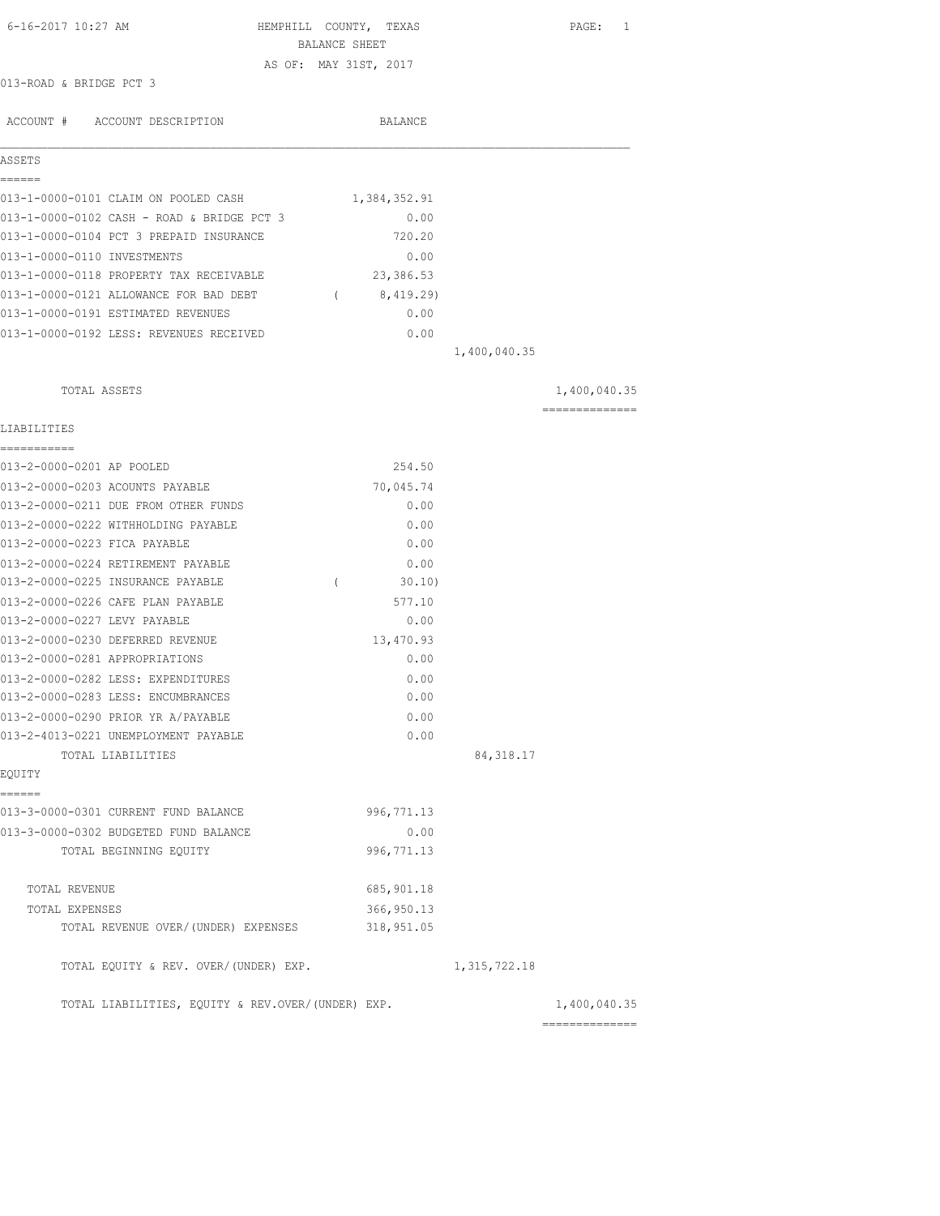6-16-2017 10:27 AM HEMPHILL COUNTY, TEXAS

BALANCE SHEET

AS OF: MAY 31ST, 2017

013-ROAD & BRIDGE PCT 3

| ACCOUNT # | ACCOUNT DESCRIPTION | BALANCE | | |
|---|---|---|---|---|
| **ASSETS** | | | | |
| 013-1-0000-0101 | CLAIM ON POOLED CASH | 1,384,352.91 | | |
| 013-1-0000-0102 | CASH - ROAD & BRIDGE PCT 3 | 0.00 | | |
| 013-1-0000-0104 | PCT 3 PREPAID INSURANCE | 720.20 | | |
| 013-1-0000-0110 | INVESTMENTS | 0.00 | | |
| 013-1-0000-0118 | PROPERTY TAX RECEIVABLE | 23,386.53 | | |
| 013-1-0000-0121 | ALLOWANCE FOR BAD DEBT | ( 8,419.29) | | |
| 013-1-0000-0191 | ESTIMATED REVENUES | 0.00 | | |
| 013-1-0000-0192 | LESS: REVENUES RECEIVED | 0.00 | | |
| | | | 1,400,040.35 | |
| | TOTAL ASSETS | | | 1,400,040.35 |
| **LIABILITIES** | | | | |
| 013-2-0000-0201 | AP POOLED | 254.50 | | |
| 013-2-0000-0203 | ACOUNTS PAYABLE | 70,045.74 | | |
| 013-2-0000-0211 | DUE FROM OTHER FUNDS | 0.00 | | |
| 013-2-0000-0222 | WITHHOLDING PAYABLE | 0.00 | | |
| 013-2-0000-0223 | FICA PAYABLE | 0.00 | | |
| 013-2-0000-0224 | RETIREMENT PAYABLE | 0.00 | | |
| 013-2-0000-0225 | INSURANCE PAYABLE | ( 30.10) | | |
| 013-2-0000-0226 | CAFE PLAN PAYABLE | 577.10 | | |
| 013-2-0000-0227 | LEVY PAYABLE | 0.00 | | |
| 013-2-0000-0230 | DEFERRED REVENUE | 13,470.93 | | |
| 013-2-0000-0281 | APPROPRIATIONS | 0.00 | | |
| 013-2-0000-0282 | LESS: EXPENDITURES | 0.00 | | |
| 013-2-0000-0283 | LESS: ENCUMBRANCES | 0.00 | | |
| 013-2-0000-0290 | PRIOR YR A/PAYABLE | 0.00 | | |
| 013-2-4013-0221 | UNEMPLOYMENT PAYABLE | 0.00 | | |
| | TOTAL LIABILITIES | | 84,318.17 | |
| **EQUITY** | | | | |
| 013-3-0000-0301 | CURRENT FUND BALANCE | 996,771.13 | | |
| 013-3-0000-0302 | BUDGETED FUND BALANCE | 0.00 | | |
| | TOTAL BEGINNING EQUITY | 996,771.13 | | |
| | TOTAL REVENUE | 685,901.18 | | |
| | TOTAL EXPENSES | 366,950.13 | | |
| | TOTAL REVENUE OVER/(UNDER) EXPENSES | 318,951.05 | | |
| | TOTAL EQUITY & REV. OVER/(UNDER) EXP. | | 1,315,722.18 | |
| | TOTAL LIABILITIES, EQUITY & REV.OVER/(UNDER) EXP. | | | 1,400,040.35 |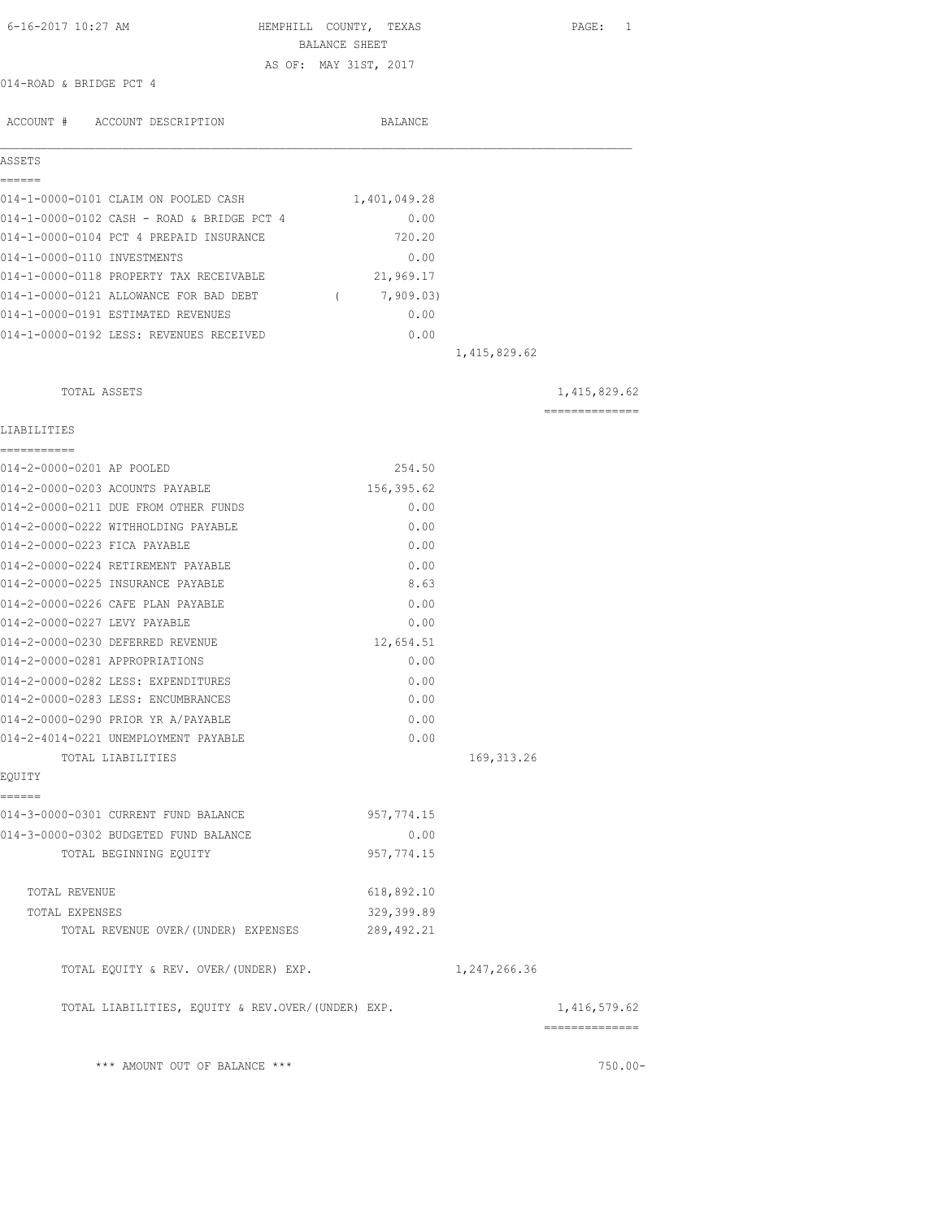6-16-2017 10:27 AM

HEMPHILL COUNTY, TEXAS

BALANCE SHEET

AS OF: MAY 31ST, 2017

014-ROAD & BRIDGE PCT 4

| ACCOUNT # | ACCOUNT DESCRIPTION | BALANCE | | |
|---|---|---|---|---|
| **ASSETS** | | | | |
| 014-1-0000-0101 | CLAIM ON POOLED CASH | 1,401,049.28 | | |
| 014-1-0000-0102 | CASH - ROAD & BRIDGE PCT 4 | 0.00 | | |
| 014-1-0000-0104 | PCT 4 PREPAID INSURANCE | 720.20 | | |
| 014-1-0000-0110 | INVESTMENTS | 0.00 | | |
| 014-1-0000-0118 | PROPERTY TAX RECEIVABLE | 21,969.17 | | |
| 014-1-0000-0121 | ALLOWANCE FOR BAD DEBT | ( 7,909.03) | | |
| 014-1-0000-0191 | ESTIMATED REVENUES | 0.00 | | |
| 014-1-0000-0192 | LESS: REVENUES RECEIVED | 0.00 | | |
| | | | 1,415,829.62 | |
| | TOTAL ASSETS | | | 1,415,829.62 |
| **LIABILITIES** | | | | |
| 014-2-0000-0201 | AP POOLED | 254.50 | | |
| 014-2-0000-0203 | ACOUNTS PAYABLE | 156,395.62 | | |
| 014-2-0000-0211 | DUE FROM OTHER FUNDS | 0.00 | | |
| 014-2-0000-0222 | WITHHOLDING PAYABLE | 0.00 | | |
| 014-2-0000-0223 | FICA PAYABLE | 0.00 | | |
| 014-2-0000-0224 | RETIREMENT PAYABLE | 0.00 | | |
| 014-2-0000-0225 | INSURANCE PAYABLE | 8.63 | | |
| 014-2-0000-0226 | CAFE PLAN PAYABLE | 0.00 | | |
| 014-2-0000-0227 | LEVY PAYABLE | 0.00 | | |
| 014-2-0000-0230 | DEFERRED REVENUE | 12,654.51 | | |
| 014-2-0000-0281 | APPROPRIATIONS | 0.00 | | |
| 014-2-0000-0282 | LESS: EXPENDITURES | 0.00 | | |
| 014-2-0000-0283 | LESS: ENCUMBRANCES | 0.00 | | |
| 014-2-0000-0290 | PRIOR YR A/PAYABLE | 0.00 | | |
| 014-2-4014-0221 | UNEMPLOYMENT PAYABLE | 0.00 | | |
| | TOTAL LIABILITIES | | 169,313.26 | |
| **EQUITY** | | | | |
| 014-3-0000-0301 | CURRENT FUND BALANCE | 957,774.15 | | |
| 014-3-0000-0302 | BUDGETED FUND BALANCE | 0.00 | | |
| | TOTAL BEGINNING EQUITY | 957,774.15 | | |
| | TOTAL REVENUE | 618,892.10 | | |
| | TOTAL EXPENSES | 329,399.89 | | |
| | TOTAL REVENUE OVER/(UNDER) EXPENSES | 289,492.21 | | |
| | TOTAL EQUITY & REV. OVER/(UNDER) EXP. | | 1,247,266.36 | |
| | TOTAL LIABILITIES, EQUITY & REV.OVER/(UNDER) EXP. | | | 1,416,579.62 |

\*\*\* AMOUNT OUT OF BALANCE \*\*\* 750.00-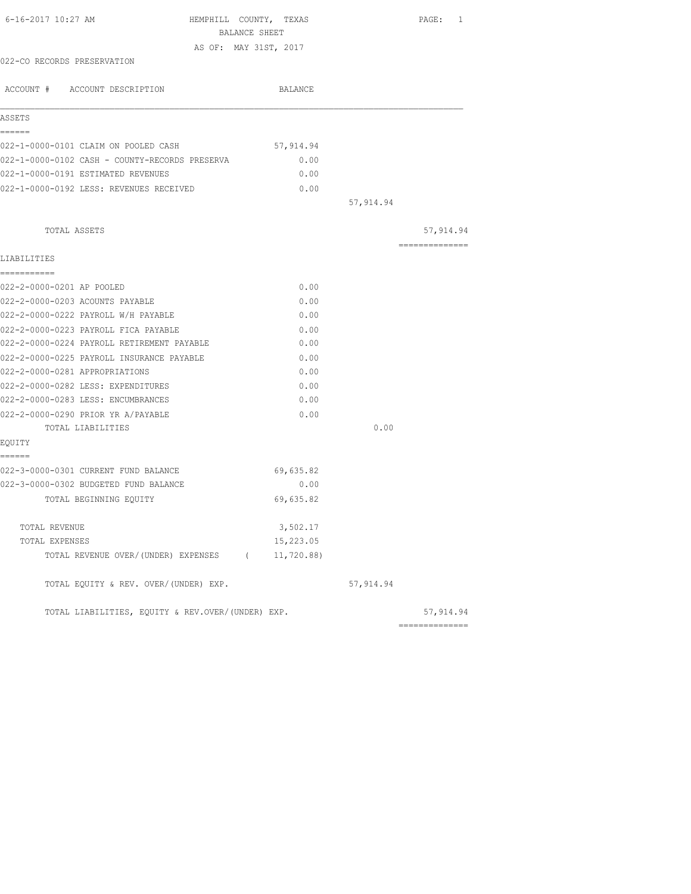6-16-2017 10:27 AM

# HEMPHILL COUNTY, TEXAS

## BALANCE SHEET

AS OF: MAY 31ST, 2017

022-CO RECORDS PRESERVATION

| ACCOUNT # ACCOUNT DESCRIPTION | BALANCE | | |
|---|---|---|---|
| **ASSETS** | | | |
| 022-1-0000-0101 CLAIM ON POOLED CASH | 57,914.94 | | |
| 022-1-0000-0102 CASH - COUNTY-RECORDS PRESERVA | 0.00 | | |
| 022-1-0000-0191 ESTIMATED REVENUES | 0.00 | | |
| 022-1-0000-0192 LESS: REVENUES RECEIVED | 0.00 | | |
| | | 57,914.94 | |
| TOTAL ASSETS | | | 57,914.94 |
| **LIABILITIES** | | | |
| 022-2-0000-0201 AP POOLED | 0.00 | | |
| 022-2-0000-0203 ACOUNTS PAYABLE | 0.00 | | |
| 022-2-0000-0222 PAYROLL W/H PAYABLE | 0.00 | | |
| 022-2-0000-0223 PAYROLL FICA PAYABLE | 0.00 | | |
| 022-2-0000-0224 PAYROLL RETIREMENT PAYABLE | 0.00 | | |
| 022-2-0000-0225 PAYROLL INSURANCE PAYABLE | 0.00 | | |
| 022-2-0000-0281 APPROPRIATIONS | 0.00 | | |
| 022-2-0000-0282 LESS: EXPENDITURES | 0.00 | | |
| 022-2-0000-0283 LESS: ENCUMBRANCES | 0.00 | | |
| 022-2-0000-0290 PRIOR YR A/PAYABLE | 0.00 | | |
| TOTAL LIABILITIES | | 0.00 | |
| **EQUITY** | | | |
| 022-3-0000-0301 CURRENT FUND BALANCE | 69,635.82 | | |
| 022-3-0000-0302 BUDGETED FUND BALANCE | 0.00 | | |
| TOTAL BEGINNING EQUITY | 69,635.82 | | |
| TOTAL REVENUE | 3,502.17 | | |
| TOTAL EXPENSES | 15,223.05 | | |
| TOTAL REVENUE OVER/(UNDER) EXPENSES | ( 11,720.88) | | |
| TOTAL EQUITY & REV. OVER/(UNDER) EXP. | | 57,914.94 | |
| TOTAL LIABILITIES, EQUITY & REV.OVER/(UNDER) EXP. | | | 57,914.94 |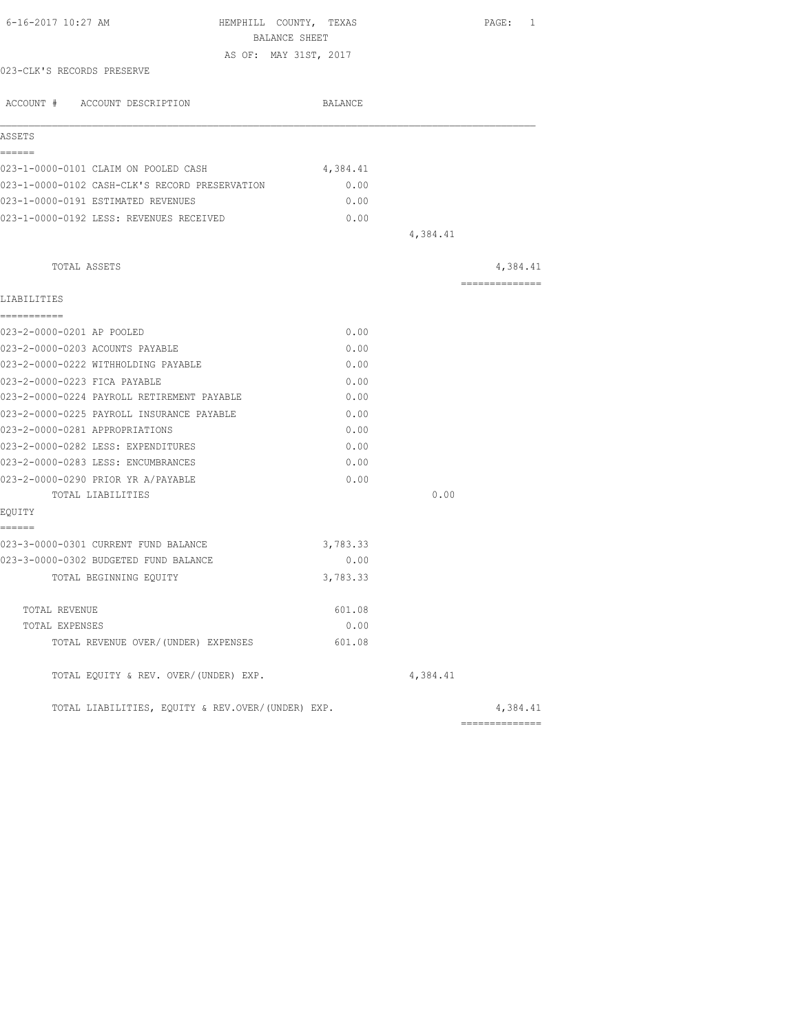6-16-2017 10:27 AM HEMPHILL COUNTY, TEXAS

BALANCE SHEET

AS OF: MAY 31ST, 2017

023-CLK'S RECORDS PRESERVE

| ACCOUNT # ACCOUNT DESCRIPTION | BALANCE | | |
|---|---|---|---|
| **ASSETS** | | | |
| 023-1-0000-0101 CLAIM ON POOLED CASH | 4,384.41 | | |
| 023-1-0000-0102 CASH-CLK'S RECORD PRESERVATION | 0.00 | | |
| 023-1-0000-0191 ESTIMATED REVENUES | 0.00 | | |
| 023-1-0000-0192 LESS: REVENUES RECEIVED | 0.00 | | |
| | | 4,384.41 | |
| TOTAL ASSETS | | | 4,384.41 |
| **LIABILITIES** | | | |
| 023-2-0000-0201 AP POOLED | 0.00 | | |
| 023-2-0000-0203 ACOUNTS PAYABLE | 0.00 | | |
| 023-2-0000-0222 WITHHOLDING PAYABLE | 0.00 | | |
| 023-2-0000-0223 FICA PAYABLE | 0.00 | | |
| 023-2-0000-0224 PAYROLL RETIREMENT PAYABLE | 0.00 | | |
| 023-2-0000-0225 PAYROLL INSURANCE PAYABLE | 0.00 | | |
| 023-2-0000-0281 APPROPRIATIONS | 0.00 | | |
| 023-2-0000-0282 LESS: EXPENDITURES | 0.00 | | |
| 023-2-0000-0283 LESS: ENCUMBRANCES | 0.00 | | |
| 023-2-0000-0290 PRIOR YR A/PAYABLE | 0.00 | | |
| TOTAL LIABILITIES | | 0.00 | |
| **EQUITY** | | | |
| 023-3-0000-0301 CURRENT FUND BALANCE | 3,783.33 | | |
| 023-3-0000-0302 BUDGETED FUND BALANCE | 0.00 | | |
| TOTAL BEGINNING EQUITY | 3,783.33 | | |
| TOTAL REVENUE | 601.08 | | |
| TOTAL EXPENSES | 0.00 | | |
| TOTAL REVENUE OVER/(UNDER) EXPENSES | 601.08 | | |
| TOTAL EQUITY & REV. OVER/(UNDER) EXP. | | 4,384.41 | |
| TOTAL LIABILITIES, EQUITY & REV.OVER/(UNDER) EXP. | | | 4,384.41 |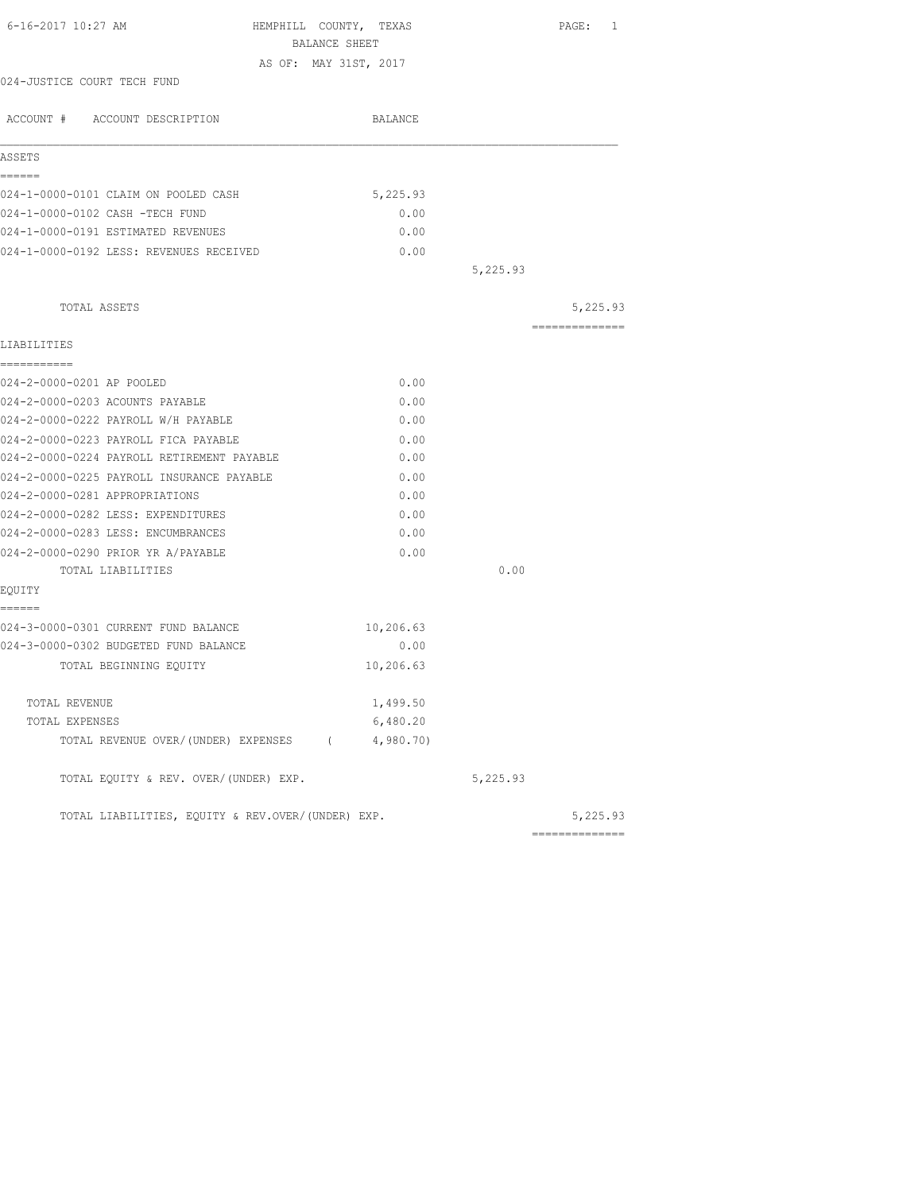HEMPHILL COUNTY, TEXAS
BALANCE SHEET
AS OF: MAY 31ST, 2017

024-JUSTICE COURT TECH FUND

| ACCOUNT # ACCOUNT DESCRIPTION | BALANCE | | |
|---|---|---|---|
| **ASSETS** | | | |
| 024-1-0000-0101 CLAIM ON POOLED CASH | 5,225.93 | | |
| 024-1-0000-0102 CASH -TECH FUND | 0.00 | | |
| 024-1-0000-0191 ESTIMATED REVENUES | 0.00 | | |
| 024-1-0000-0192 LESS: REVENUES RECEIVED | 0.00 | | |
| | | 5,225.93 | |
| TOTAL ASSETS | | | 5,225.93 |
| **LIABILITIES** | | | |
| 024-2-0000-0201 AP POOLED | 0.00 | | |
| 024-2-0000-0203 ACOUNTS PAYABLE | 0.00 | | |
| 024-2-0000-0222 PAYROLL W/H PAYABLE | 0.00 | | |
| 024-2-0000-0223 PAYROLL FICA PAYABLE | 0.00 | | |
| 024-2-0000-0224 PAYROLL RETIREMENT PAYABLE | 0.00 | | |
| 024-2-0000-0225 PAYROLL INSURANCE PAYABLE | 0.00 | | |
| 024-2-0000-0281 APPROPRIATIONS | 0.00 | | |
| 024-2-0000-0282 LESS: EXPENDITURES | 0.00 | | |
| 024-2-0000-0283 LESS: ENCUMBRANCES | 0.00 | | |
| 024-2-0000-0290 PRIOR YR A/PAYABLE | 0.00 | | |
| TOTAL LIABILITIES | | 0.00 | |
| **EQUITY** | | | |
| 024-3-0000-0301 CURRENT FUND BALANCE | 10,206.63 | | |
| 024-3-0000-0302 BUDGETED FUND BALANCE | 0.00 | | |
| TOTAL BEGINNING EQUITY | 10,206.63 | | |
| TOTAL REVENUE | 1,499.50 | | |
| TOTAL EXPENSES | 6,480.20 | | |
| TOTAL REVENUE OVER/(UNDER) EXPENSES | ( 4,980.70) | | |
| TOTAL EQUITY & REV. OVER/(UNDER) EXP. | | 5,225.93 | |
| TOTAL LIABILITIES, EQUITY & REV.OVER/(UNDER) EXP. | | | 5,225.93 |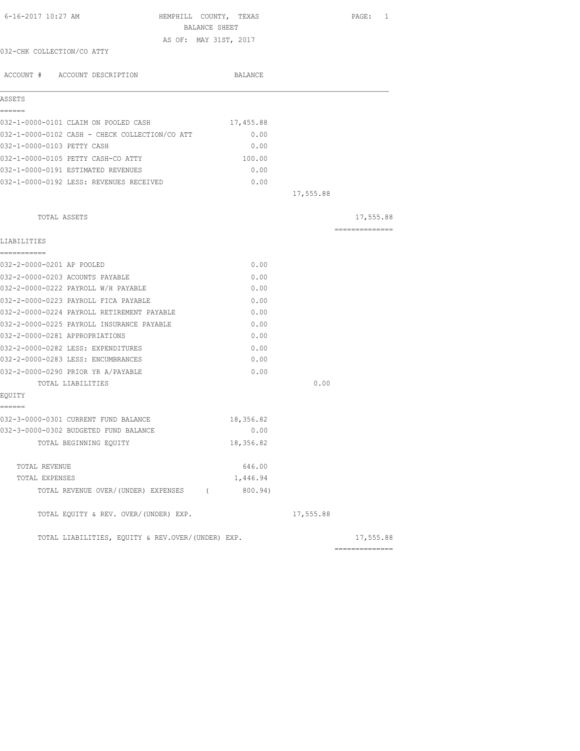6-16-2017 10:27 AM

# HEMPHILL COUNTY, TEXAS

## BALANCE SHEET

AS OF: MAY 31ST, 2017

032-CHK COLLECTION/CO ATTY

| ACCOUNT # ACCOUNT DESCRIPTION | BALANCE | | |
|---|---|---|---|
| **ASSETS** | | | |
| 032-1-0000-0101 CLAIM ON POOLED CASH | 17,455.88 | | |
| 032-1-0000-0102 CASH - CHECK COLLECTION/CO ATT | 0.00 | | |
| 032-1-0000-0103 PETTY CASH | 0.00 | | |
| 032-1-0000-0105 PETTY CASH-CO ATTY | 100.00 | | |
| 032-1-0000-0191 ESTIMATED REVENUES | 0.00 | | |
| 032-1-0000-0192 LESS: REVENUES RECEIVED | 0.00 | | |
| | | 17,555.88 | |
| TOTAL ASSETS | | | 17,555.88 |
| **LIABILITIES** | | | |
| 032-2-0000-0201 AP POOLED | 0.00 | | |
| 032-2-0000-0203 ACOUNTS PAYABLE | 0.00 | | |
| 032-2-0000-0222 PAYROLL W/H PAYABLE | 0.00 | | |
| 032-2-0000-0223 PAYROLL FICA PAYABLE | 0.00 | | |
| 032-2-0000-0224 PAYROLL RETIREMENT PAYABLE | 0.00 | | |
| 032-2-0000-0225 PAYROLL INSURANCE PAYABLE | 0.00 | | |
| 032-2-0000-0281 APPROPRIATIONS | 0.00 | | |
| 032-2-0000-0282 LESS: EXPENDITURES | 0.00 | | |
| 032-2-0000-0283 LESS: ENCUMBRANCES | 0.00 | | |
| 032-2-0000-0290 PRIOR YR A/PAYABLE | 0.00 | | |
| TOTAL LIABILITIES | | 0.00 | |
| **EQUITY** | | | |
| 032-3-0000-0301 CURRENT FUND BALANCE | 18,356.82 | | |
| 032-3-0000-0302 BUDGETED FUND BALANCE | 0.00 | | |
| TOTAL BEGINNING EQUITY | 18,356.82 | | |
| TOTAL REVENUE | 646.00 | | |
| TOTAL EXPENSES | 1,446.94 | | |
| TOTAL REVENUE OVER/(UNDER) EXPENSES | ( 800.94) | | |
| TOTAL EQUITY & REV. OVER/(UNDER) EXP. | | 17,555.88 | |
| TOTAL LIABILITIES, EQUITY & REV.OVER/(UNDER) EXP. | | | 17,555.88 |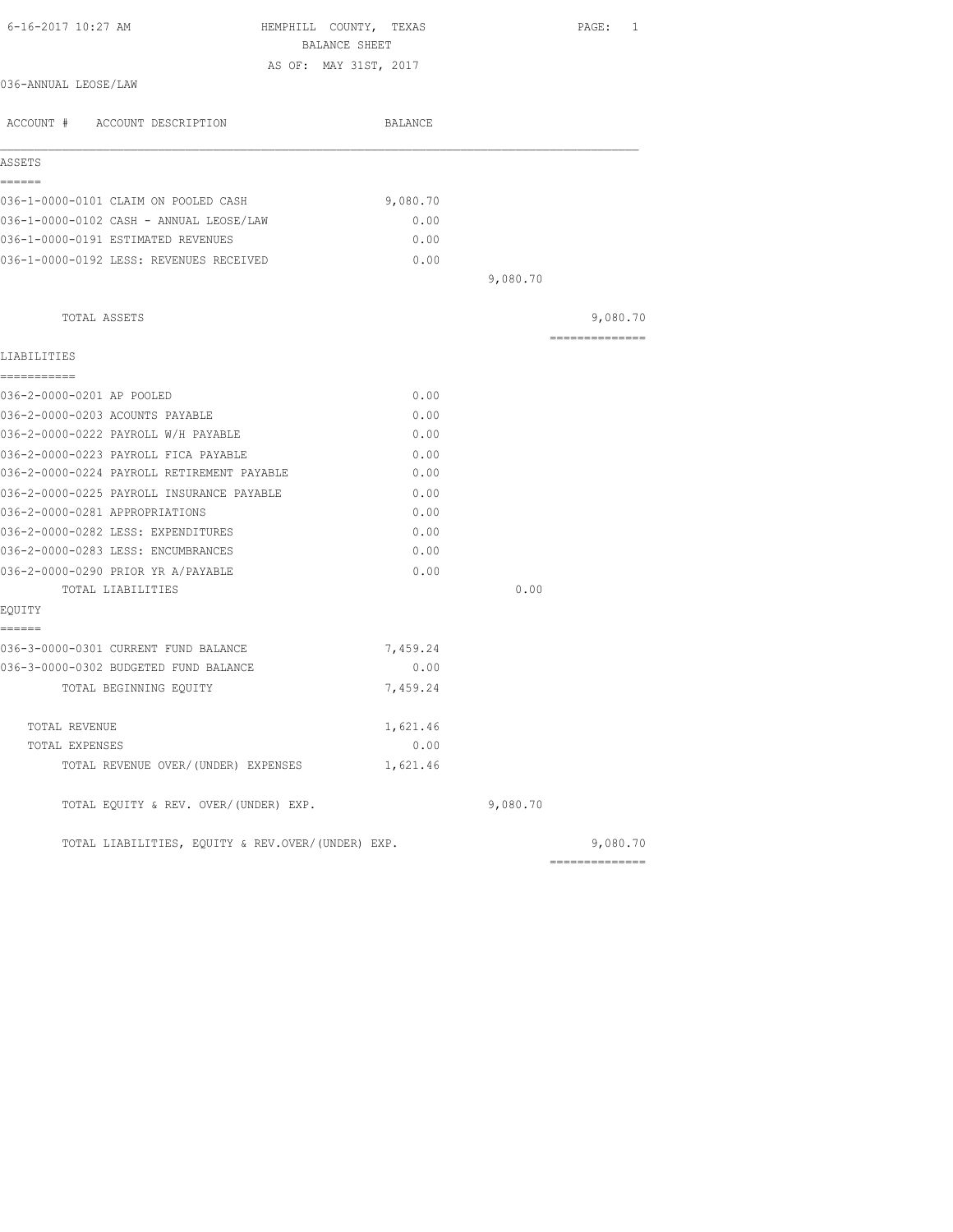6-16-2017 10:27 AM

# HEMPHILL COUNTY, TEXAS

## BALANCE SHEET

AS OF: MAY 31ST, 2017

036-ANNUAL LEOSE/LAW

| ACCOUNT # ACCOUNT DESCRIPTION | BALANCE | | |
|---|---|---|---|
| **ASSETS** | | | |
| 036-1-0000-0101 CLAIM ON POOLED CASH | 9,080.70 | | |
| 036-1-0000-0102 CASH - ANNUAL LEOSE/LAW | 0.00 | | |
| 036-1-0000-0191 ESTIMATED REVENUES | 0.00 | | |
| 036-1-0000-0192 LESS: REVENUES RECEIVED | 0.00 | | |
| | | 9,080.70 | |
| TOTAL ASSETS | | | 9,080.70 |
| **LIABILITIES** | | | |
| 036-2-0000-0201 AP POOLED | 0.00 | | |
| 036-2-0000-0203 ACOUNTS PAYABLE | 0.00 | | |
| 036-2-0000-0222 PAYROLL W/H PAYABLE | 0.00 | | |
| 036-2-0000-0223 PAYROLL FICA PAYABLE | 0.00 | | |
| 036-2-0000-0224 PAYROLL RETIREMENT PAYABLE | 0.00 | | |
| 036-2-0000-0225 PAYROLL INSURANCE PAYABLE | 0.00 | | |
| 036-2-0000-0281 APPROPRIATIONS | 0.00 | | |
| 036-2-0000-0282 LESS: EXPENDITURES | 0.00 | | |
| 036-2-0000-0283 LESS: ENCUMBRANCES | 0.00 | | |
| 036-2-0000-0290 PRIOR YR A/PAYABLE | 0.00 | | |
| TOTAL LIABILITIES | | 0.00 | |
| **EQUITY** | | | |
| 036-3-0000-0301 CURRENT FUND BALANCE | 7,459.24 | | |
| 036-3-0000-0302 BUDGETED FUND BALANCE | 0.00 | | |
| TOTAL BEGINNING EQUITY | 7,459.24 | | |
| TOTAL REVENUE | 1,621.46 | | |
| TOTAL EXPENSES | 0.00 | | |
| TOTAL REVENUE OVER/(UNDER) EXPENSES | 1,621.46 | | |
| TOTAL EQUITY & REV. OVER/(UNDER) EXP. | | 9,080.70 | |
| TOTAL LIABILITIES, EQUITY & REV.OVER/(UNDER) EXP. | | | 9,080.70 |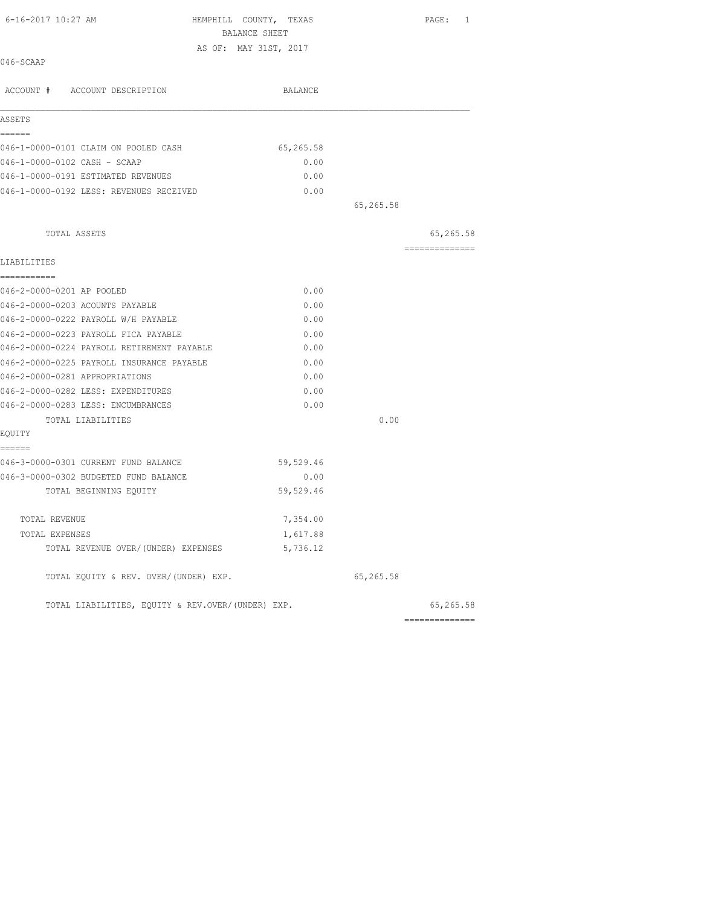6-16-2017 10:27 AM

# HEMPHILL COUNTY, TEXAS

## BALANCE SHEET

AS OF: MAY 31ST, 2017

046-SCAAP

| ACCOUNT # ACCOUNT DESCRIPTION | BALANCE | | |
|---|---|---|---|
| **ASSETS** | | | |
| 046-1-0000-0101 CLAIM ON POOLED CASH | 65,265.58 | | |
| 046-1-0000-0102 CASH - SCAAP | 0.00 | | |
| 046-1-0000-0191 ESTIMATED REVENUES | 0.00 | | |
| 046-1-0000-0192 LESS: REVENUES RECEIVED | 0.00 | | |
| | | 65,265.58 | |
| TOTAL ASSETS | | | 65,265.58 |
| **LIABILITIES** | | | |
| 046-2-0000-0201 AP POOLED | 0.00 | | |
| 046-2-0000-0203 ACOUNTS PAYABLE | 0.00 | | |
| 046-2-0000-0222 PAYROLL W/H PAYABLE | 0.00 | | |
| 046-2-0000-0223 PAYROLL FICA PAYABLE | 0.00 | | |
| 046-2-0000-0224 PAYROLL RETIREMENT PAYABLE | 0.00 | | |
| 046-2-0000-0225 PAYROLL INSURANCE PAYABLE | 0.00 | | |
| 046-2-0000-0281 APPROPRIATIONS | 0.00 | | |
| 046-2-0000-0282 LESS: EXPENDITURES | 0.00 | | |
| 046-2-0000-0283 LESS: ENCUMBRANCES | 0.00 | | |
| TOTAL LIABILITIES | | 0.00 | |
| **EQUITY** | | | |
| 046-3-0000-0301 CURRENT FUND BALANCE | 59,529.46 | | |
| 046-3-0000-0302 BUDGETED FUND BALANCE | 0.00 | | |
| TOTAL BEGINNING EQUITY | 59,529.46 | | |
| TOTAL REVENUE | 7,354.00 | | |
| TOTAL EXPENSES | 1,617.88 | | |
| TOTAL REVENUE OVER/(UNDER) EXPENSES | 5,736.12 | | |
| TOTAL EQUITY & REV. OVER/(UNDER) EXP. | | 65,265.58 | |
| TOTAL LIABILITIES, EQUITY & REV.OVER/(UNDER) EXP. | | | 65,265.58 |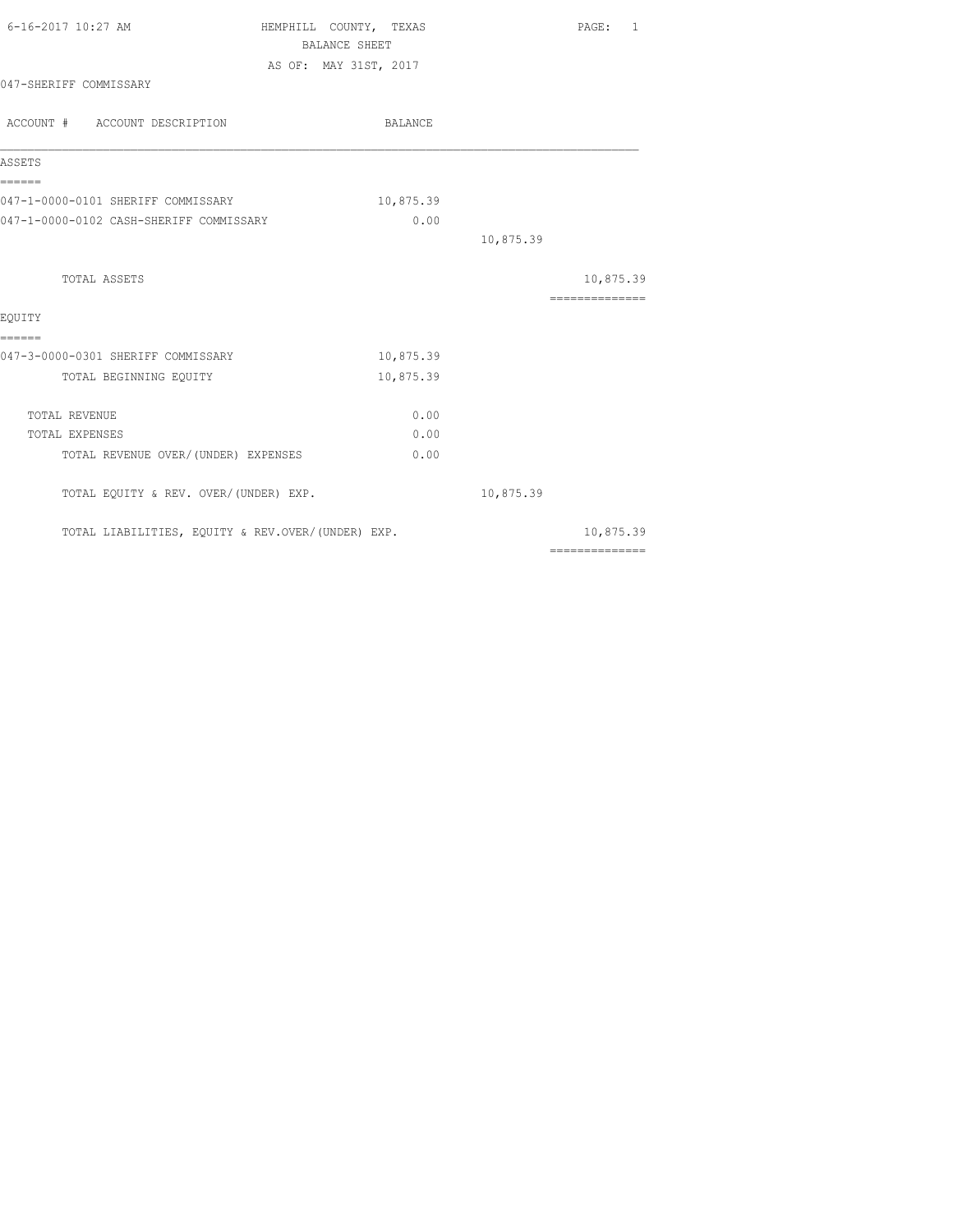HEMPHILL COUNTY, TEXAS
BALANCE SHEET
AS OF: MAY 31ST, 2017

047-SHERIFF COMMISSARY

| ACCOUNT # ACCOUNT DESCRIPTION | BALANCE | | |
|---|---|---|---|
| **ASSETS** | | | |
| 047-1-0000-0101 SHERIFF COMMISSARY | 10,875.39 | | |
| 047-1-0000-0102 CASH-SHERIFF COMMISSARY | 0.00 | | |
| | | 10,875.39 | |
| TOTAL ASSETS | | | 10,875.39 |
| **EQUITY** | | | |
| 047-3-0000-0301 SHERIFF COMMISSARY | 10,875.39 | | |
| TOTAL BEGINNING EQUITY | 10,875.39 | | |
| TOTAL REVENUE | 0.00 | | |
| TOTAL EXPENSES | 0.00 | | |
| TOTAL REVENUE OVER/(UNDER) EXPENSES | 0.00 | | |
| TOTAL EQUITY & REV. OVER/(UNDER) EXP. | | 10,875.39 | |
| TOTAL LIABILITIES, EQUITY & REV.OVER/(UNDER) EXP. | | | 10,875.39 |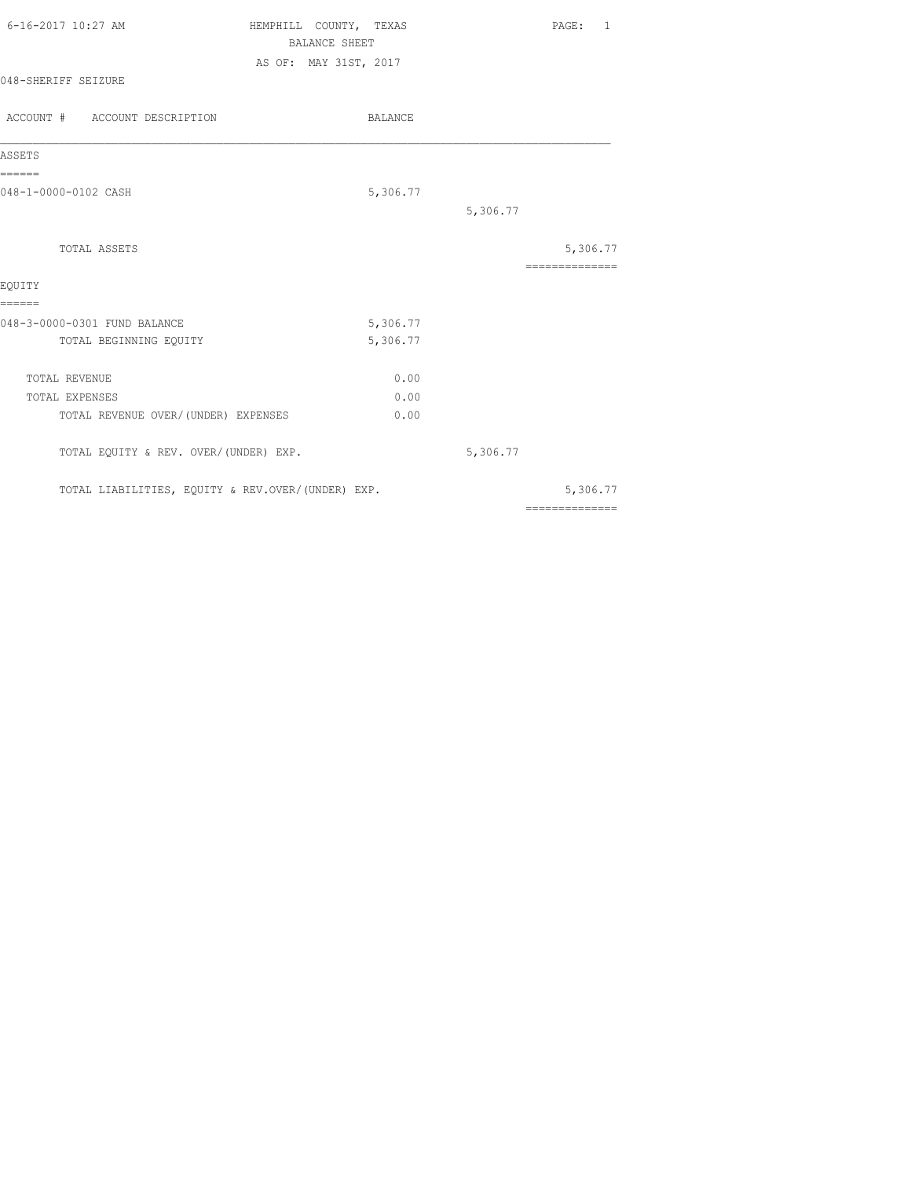# HEMPHILL COUNTY, TEXAS

## BALANCE SHEET

AS OF: MAY 31ST, 2017

6-16-2017 10:27 AM

048-SHERIFF SEIZURE

| ACCOUNT # ACCOUNT DESCRIPTION | BALANCE | | |
|---|---|---|---|
| **ASSETS** | | | |
| 048-1-0000-0102 CASH | 5,306.77 | | |
| | | 5,306.77 | |
| TOTAL ASSETS | | | 5,306.77 |
| **EQUITY** | | | |
| 048-3-0000-0301 FUND BALANCE | 5,306.77 | | |
| TOTAL BEGINNING EQUITY | 5,306.77 | | |
| TOTAL REVENUE | 0.00 | | |
| TOTAL EXPENSES | 0.00 | | |
| TOTAL REVENUE OVER/(UNDER) EXPENSES | 0.00 | | |
| TOTAL EQUITY & REV. OVER/(UNDER) EXP. | | 5,306.77 | |
| TOTAL LIABILITIES, EQUITY & REV.OVER/(UNDER) EXP. | | | 5,306.77 |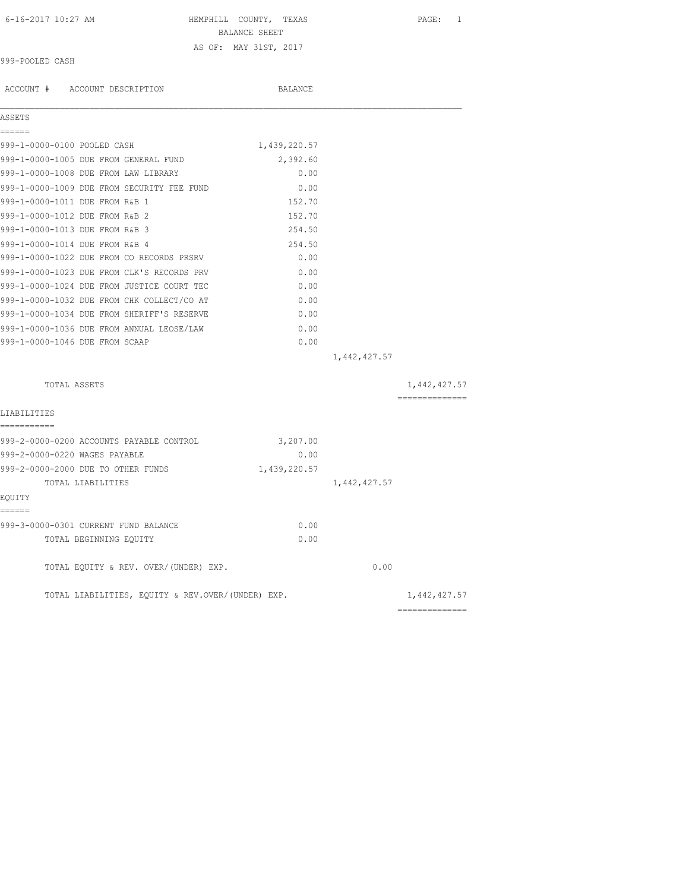6-16-2017 10:27 AM

# HEMPHILL COUNTY, TEXAS

## BALANCE SHEET

AS OF: MAY 31ST, 2017

999-POOLED CASH

| ACCOUNT # ACCOUNT DESCRIPTION | BALANCE | | |
|---|---|---|---|
| **ASSETS** | | | |
| 999-1-0000-0100 POOLED CASH | 1,439,220.57 | | |
| 999-1-0000-1005 DUE FROM GENERAL FUND | 2,392.60 | | |
| 999-1-0000-1008 DUE FROM LAW LIBRARY | 0.00 | | |
| 999-1-0000-1009 DUE FROM SECURITY FEE FUND | 0.00 | | |
| 999-1-0000-1011 DUE FROM R&B 1 | 152.70 | | |
| 999-1-0000-1012 DUE FROM R&B 2 | 152.70 | | |
| 999-1-0000-1013 DUE FROM R&B 3 | 254.50 | | |
| 999-1-0000-1014 DUE FROM R&B 4 | 254.50 | | |
| 999-1-0000-1022 DUE FROM CO RECORDS PRSRV | 0.00 | | |
| 999-1-0000-1023 DUE FROM CLK'S RECORDS PRV | 0.00 | | |
| 999-1-0000-1024 DUE FROM JUSTICE COURT TEC | 0.00 | | |
| 999-1-0000-1032 DUE FROM CHK COLLECT/CO AT | 0.00 | | |
| 999-1-0000-1034 DUE FROM SHERIFF'S RESERVE | 0.00 | | |
| 999-1-0000-1036 DUE FROM ANNUAL LEOSE/LAW | 0.00 | | |
| 999-1-0000-1046 DUE FROM SCAAP | 0.00 | | |
| | | 1,442,427.57 | |
| TOTAL ASSETS | | | 1,442,427.57 |
| **LIABILITIES** | | | |
| 999-2-0000-0200 ACCOUNTS PAYABLE CONTROL | 3,207.00 | | |
| 999-2-0000-0220 WAGES PAYABLE | 0.00 | | |
| 999-2-0000-2000 DUE TO OTHER FUNDS | 1,439,220.57 | | |
| TOTAL LIABILITIES | | 1,442,427.57 | |
| **EQUITY** | | | |
| 999-3-0000-0301 CURRENT FUND BALANCE | 0.00 | | |
| TOTAL BEGINNING EQUITY | 0.00 | | |
| TOTAL EQUITY & REV. OVER/(UNDER) EXP. | | 0.00 | |
| TOTAL LIABILITIES, EQUITY & REV.OVER/(UNDER) EXP. | | | 1,442,427.57 |